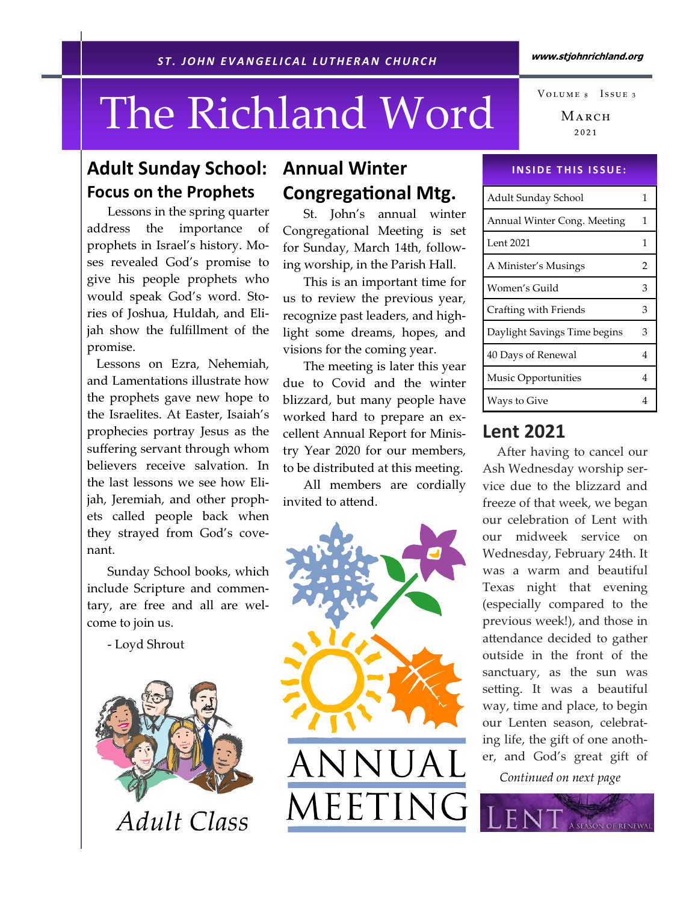ST. JOHN EVANGELICAL LUTHERAN CHURCH

www.stjohnrichland.org

# The Richland Word

Volume 8 Issue 3

March 2021

## Adult Sunday School: Focus on the Prophets

Lessons in the spring quarter address the importance of prophets in Israel's history. Moses revealed God's promise to give his people prophets who would speak God's word. Stories of Joshua, Huldah, and Elijah show the fulfillment of the promise.

Lessons on Ezra, Nehemiah, and Lamentations illustrate how the prophets gave new hope to the Israelites. At Easter, Isaiah's prophecies portray Jesus as the suffering servant through whom believers receive salvation. In the last lessons we see how Elijah, Jeremiah, and other prophets called people back when they strayed from God's covenant.

Sunday School books, which include Scripture and commentary, are free and all are welcome to join us.

- Loyd Shrout

Adult Class

## Annual Winter Congregational Mtg.

St. John's annual winter Congregational Meeting is set for Sunday, March 14th, following worship, in the Parish Hall.

This is an important time for us to review the previous year, recognize past leaders, and highlight some dreams, hopes, and visions for the coming year.

The meeting is later this year due to Covid and the winter blizzard, but many people have worked hard to prepare an excellent Annual Report for Ministry Year 2020 for our members, to be distributed at this meeting.

All members are cordially invited to attend.

ANNUAL MEETING

### Inside this issue:

| | |
|---|---|
| Adult Sunday School | 1 |
| Annual Winter Cong. Meeting | 1 |
| Lent 2021 | 1 |
| A Minister's Musings | 2 |
| Women's Guild | 3 |
| Crafting with Friends | 3 |
| Daylight Savings Time begins | 3 |
| 40 Days of Renewal | 4 |
| Music Opportunities | 4 |
| Ways to Give | 4 |

## Lent 2021

After having to cancel our Ash Wednesday worship service due to the blizzard and freeze of that week, we began our celebration of Lent with our midweek service on Wednesday, February 24th. It was a warm and beautiful Texas night that evening (especially compared to the previous week!), and those in attendance decided to gather outside in the front of the sanctuary, as the sun was setting. It was a beautiful way, time and place, to begin our Lenten season, celebrating life, the gift of one another, and God's great gift of

*Continued on next page*

LENT A SEASON OF RENEWAL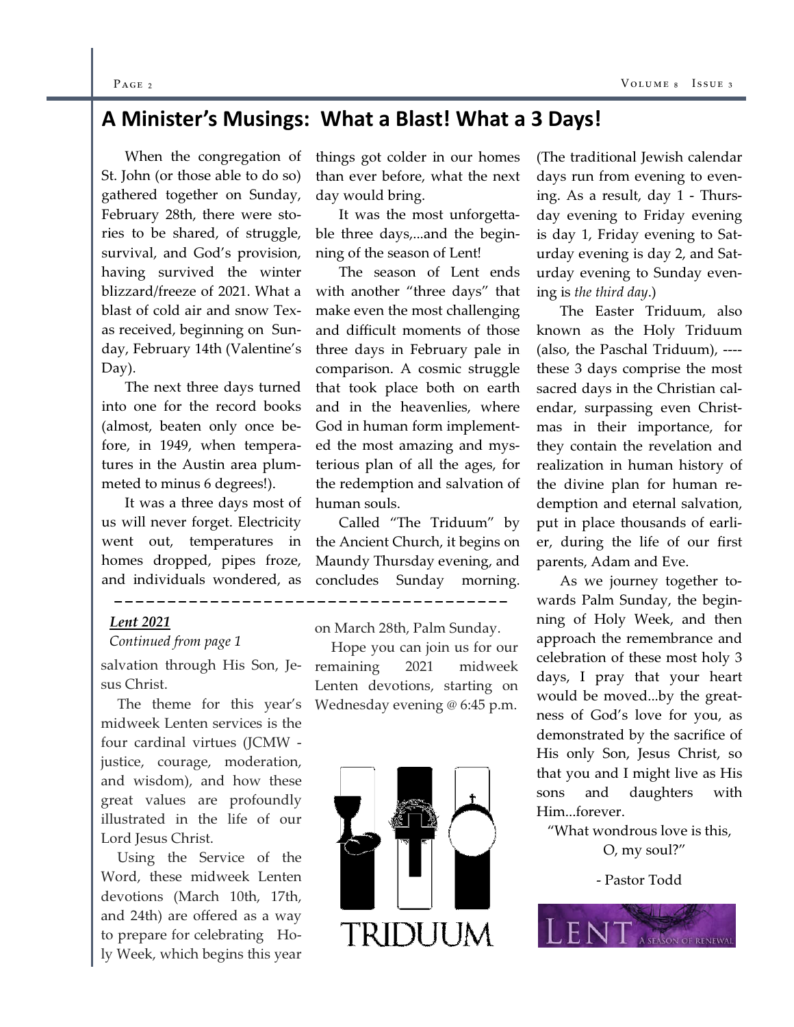## A Minister's Musings: What a Blast! What a 3 Days!

When the congregation of St. John (or those able to do so) gathered together on Sunday, February 28th, there were stories to be shared, of struggle, survival, and God's provision, having survived the winter blizzard/freeze of 2021. What a blast of cold air and snow Texas received, beginning on Sunday, February 14th (Valentine's Day).

The next three days turned into one for the record books (almost, beaten only once before, in 1949, when temperatures in the Austin area plummeted to minus 6 degrees!).

It was a three days most of us will never forget. Electricity went out, temperatures in homes dropped, pipes froze, and individuals wondered, as things got colder in our homes than ever before, what the next day would bring.

It was the most unforgettable three days,...and the beginning of the season of Lent!

The season of Lent ends with another "three days" that make even the most challenging and difficult moments of those three days in February pale in comparison. A cosmic struggle that took place both on earth and in the heavenlies, where God in human form implemented the most amazing and mysterious plan of all the ages, for the redemption and salvation of human souls.

Called "The Triduum" by the Ancient Church, it begins on Maundy Thursday evening, and concludes Sunday morning. (The traditional Jewish calendar days run from evening to evening. As a result, day 1 - Thursday evening to Friday evening is day 1, Friday evening to Saturday evening is day 2, and Saturday evening to Sunday evening is *the third day*.)

The Easter Triduum, also known as the Holy Triduum (also, the Paschal Triduum), ---- these 3 days comprise the most sacred days in the Christian calendar, surpassing even Christmas in their importance, for they contain the revelation and realization in human history of the divine plan for human redemption and eternal salvation, put in place thousands of earlier, during the life of our first parents, Adam and Eve.

As we journey together towards Palm Sunday, the beginning of Holy Week, and then approach the remembrance and celebration of these most holy 3 days, I pray that your heart would be moved...by the greatness of God's love for you, as demonstrated by the sacrifice of His only Son, Jesus Christ, so that you and I might live as His sons and daughters with Him...forever.

"What wondrous love is this, O, my soul?"

- Pastor Todd

### *Lent 2021*

*Continued from page 1*

salvation through His Son, Jesus Christ.

The theme for this year's midweek Lenten services is the four cardinal virtues (JCMW - justice, courage, moderation, and wisdom), and how these great values are profoundly illustrated in the life of our Lord Jesus Christ.

Using the Service of the Word, these midweek Lenten devotions (March 10th, 17th, and 24th) are offered as a way to prepare for celebrating Holy Week, which begins this year on March 28th, Palm Sunday.

Hope you can join us for our remaining 2021 midweek Lenten devotions, starting on Wednesday evening @ 6:45 p.m.

TRIDUUM

LENT A SEASON OF RENEWAL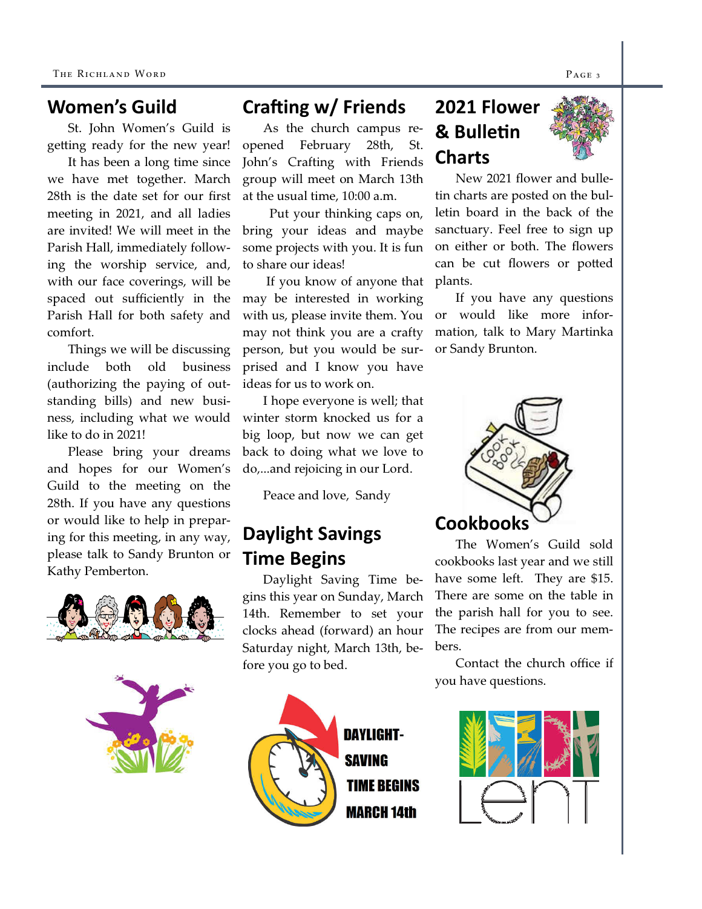## Women's Guild

St. John Women's Guild is getting ready for the new year!

It has been a long time since we have met together. March 28th is the date set for our first meeting in 2021, and all ladies are invited! We will meet in the Parish Hall, immediately following the worship service, and, with our face coverings, will be spaced out sufficiently in the Parish Hall for both safety and comfort.

Things we will be discussing include both old business (authorizing the paying of outstanding bills) and new business, including what we would like to do in 2021!

Please bring your dreams and hopes for our Women's Guild to the meeting on the 28th. If you have any questions or would like to help in preparing for this meeting, in any way, please talk to Sandy Brunton or Kathy Pemberton.

## Crafting w/ Friends

As the church campus reopened February 28th, St. John's Crafting with Friends group will meet on March 13th at the usual time, 10:00 a.m.

Put your thinking caps on, bring your ideas and maybe some projects with you. It is fun to share our ideas!

If you know of anyone that may be interested in working with us, please invite them. You may not think you are a crafty person, but you would be surprised and I know you have ideas for us to work on.

I hope everyone is well; that winter storm knocked us for a big loop, but now we can get back to doing what we love to do,...and rejoicing in our Lord.

Peace and love, Sandy

## Daylight Savings Time Begins

Daylight Saving Time begins this year on Sunday, March 14th. Remember to set your clocks ahead (forward) an hour Saturday night, March 13th, before you go to bed.

DAYLIGHT-SAVING TIME BEGINS MARCH 14th

## 2021 Flower & Bulletin Charts

New 2021 flower and bulletin charts are posted on the bulletin board in the back of the sanctuary. Feel free to sign up on either or both. The flowers can be cut flowers or potted plants.

If you have any questions or would like more information, talk to Mary Martinka or Sandy Brunton.

## Cookbooks

The Women's Guild sold cookbooks last year and we still have some left. They are $15. There are some on the table in the parish hall for you to see. The recipes are from our members.

Contact the church office if you have questions.

Lent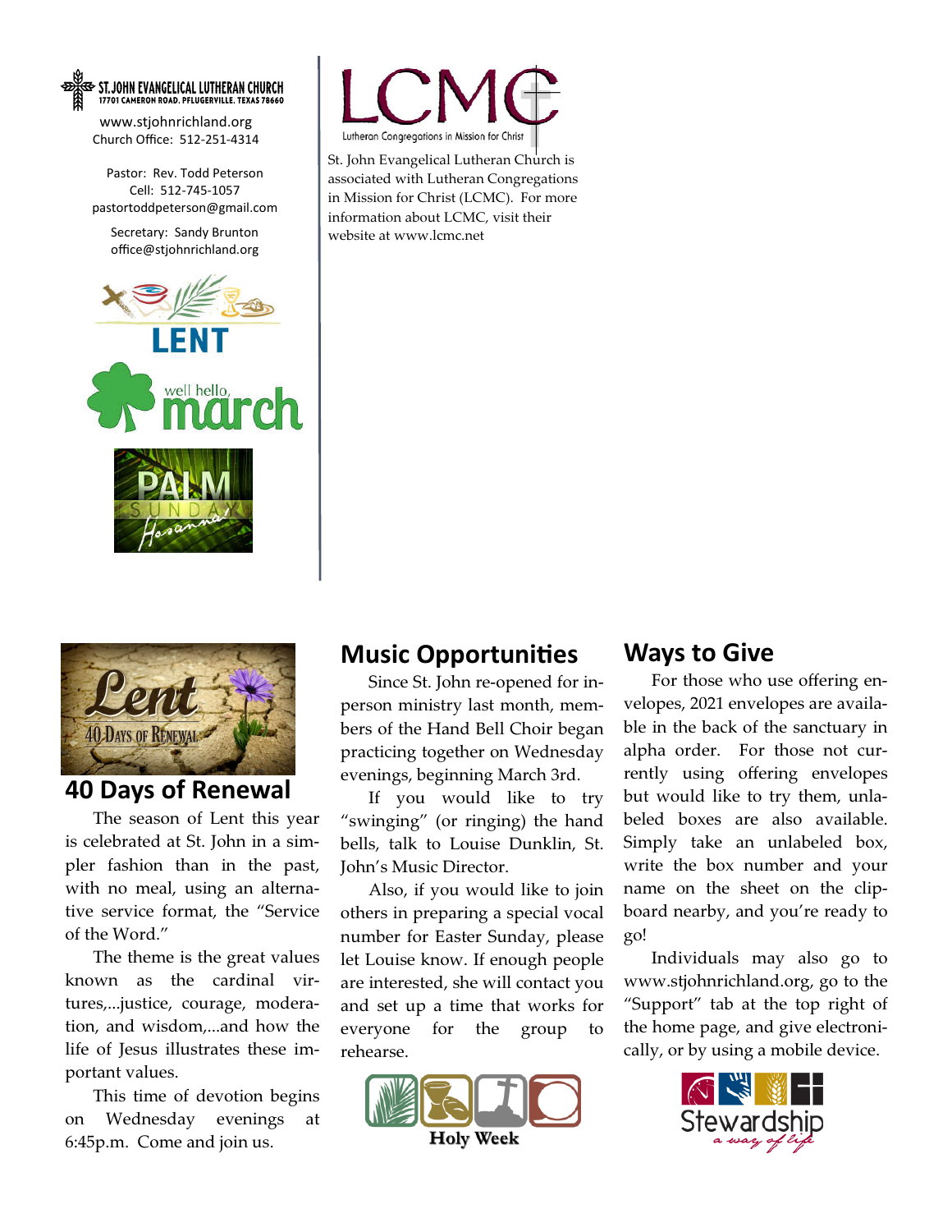ST. JOHN EVANGELICAL LUTHERAN CHURCH
17701 CAMERON ROAD, PFLUGERVILLE, TEXAS 78660

www.stjohnrichland.org
Church Office: 512-251-4314

Pastor: Rev. Todd Peterson
Cell: 512-745-1057
pastortoddpeterson@gmail.com

Secretary: Sandy Brunton
office@stjohnrichland.org

LCMC
Lutheran Congregations in Mission for Christ

St. John Evangelical Lutheran Church is associated with Lutheran Congregations in Mission for Christ (LCMC). For more information about LCMC, visit their website at www.lcmc.net

## 40 Days of Renewal

The season of Lent this year is celebrated at St. John in a simpler fashion than in the past, with no meal, using an alternative service format, the "Service of the Word."

The theme is the great values known as the cardinal virtues,...justice, courage, moderation, and wisdom,...and how the life of Jesus illustrates these important values.

This time of devotion begins on Wednesday evenings at 6:45p.m. Come and join us.

## Music Opportunities

Since St. John re-opened for in-person ministry last month, members of the Hand Bell Choir began practicing together on Wednesday evenings, beginning March 3rd.

If you would like to try "swinging" (or ringing) the hand bells, talk to Louise Dunklin, St. John's Music Director.

Also, if you would like to join others in preparing a special vocal number for Easter Sunday, please let Louise know. If enough people are interested, she will contact you and set up a time that works for everyone for the group to rehearse.

## Ways to Give

For those who use offering envelopes, 2021 envelopes are available in the back of the sanctuary in alpha order. For those not currently using offering envelopes but would like to try them, unlabeled boxes are also available. Simply take an unlabeled box, write the box number and your name on the sheet on the clipboard nearby, and you're ready to go!

Individuals may also go to www.stjohnrichland.org, go to the "Support" tab at the top right of the home page, and give electronically, or by using a mobile device.